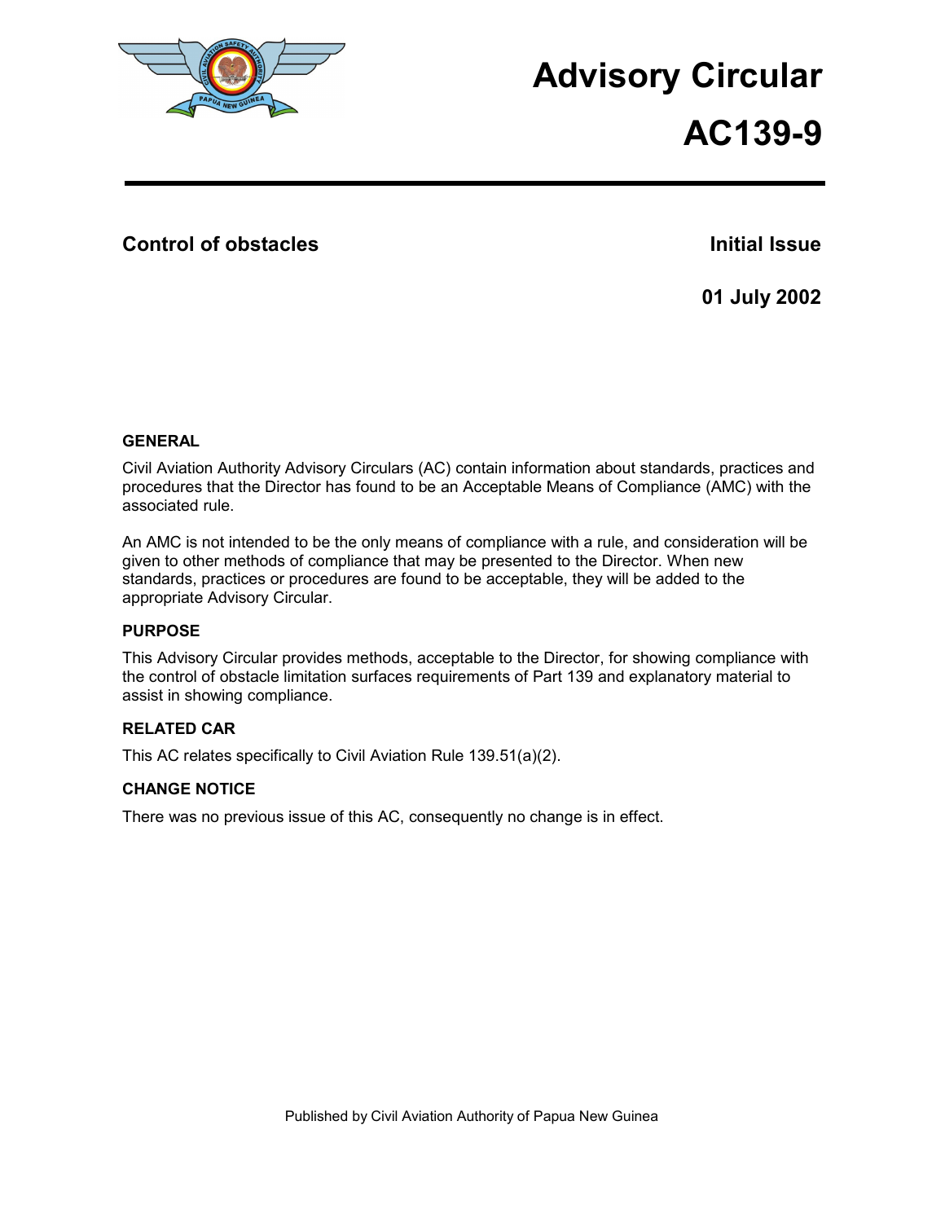# Advisory Circular

# AC139-9

## Control of obstacles

**Initial Issue**

**01 July 2002**

### GENERAL

Civil Aviation Authority Advisory Circulars (AC) contain information about standards, practices and procedures that the Director has found to be an Acceptable Means of Compliance (AMC) with the associated rule.

An AMC is not intended to be the only means of compliance with a rule, and consideration will be given to other methods of compliance that may be presented to the Director. When new standards, practices or procedures are found to be acceptable, they will be added to the appropriate Advisory Circular.

### PURPOSE

This Advisory Circular provides methods, acceptable to the Director, for showing compliance with the control of obstacle limitation surfaces requirements of Part 139 and explanatory material to assist in showing compliance.

### RELATED CAR

This AC relates specifically to Civil Aviation Rule 139.51(a)(2).

### CHANGE NOTICE

There was no previous issue of this AC, consequently no change is in effect.

Published by Civil Aviation Authority of Papua New Guinea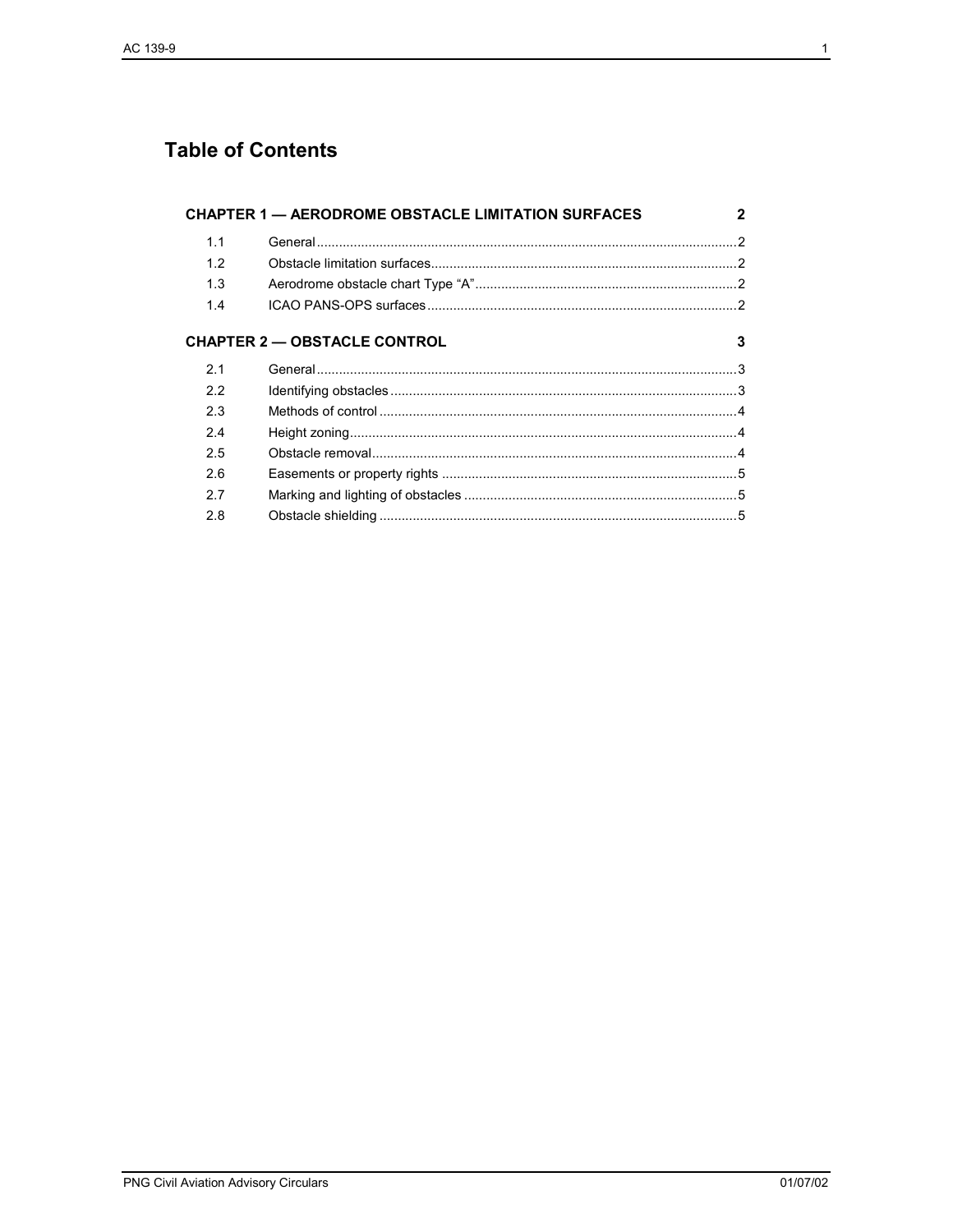# Table of Contents

**CHAPTER 1 — AERODROME OBSTACLE LIMITATION SURFACES** 2

| | | |
|---|---|---|
| 1.1 | General | 2 |
| 1.2 | Obstacle limitation surfaces | 2 |
| 1.3 | Aerodrome obstacle chart Type “A” | 2 |
| 1.4 | ICAO PANS-OPS surfaces | 2 |

**CHAPTER 2 — OBSTACLE CONTROL** 3

| | | |
|---|---|---|
| 2.1 | General | 3 |
| 2.2 | Identifying obstacles | 3 |
| 2.3 | Methods of control | 4 |
| 2.4 | Height zoning | 4 |
| 2.5 | Obstacle removal | 4 |
| 2.6 | Easements or property rights | 5 |
| 2.7 | Marking and lighting of obstacles | 5 |
| 2.8 | Obstacle shielding | 5 |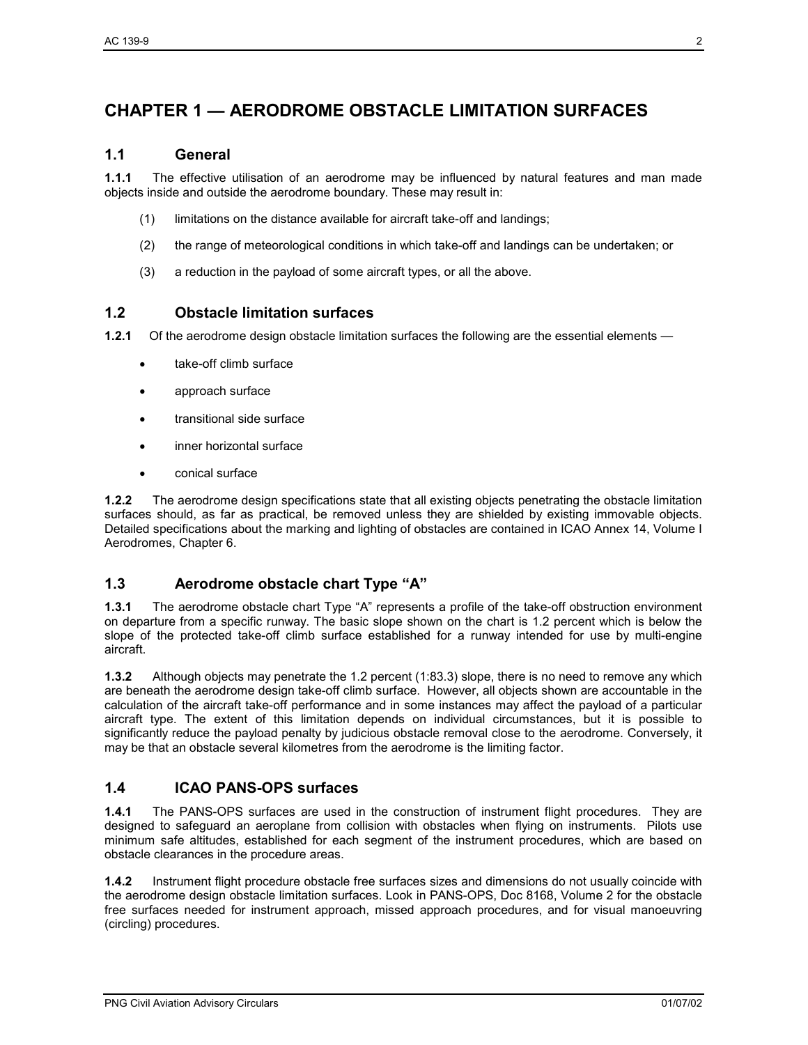# CHAPTER 1 — AERODROME OBSTACLE LIMITATION SURFACES

## 1.1 General

**1.1.1** The effective utilisation of an aerodrome may be influenced by natural features and man made objects inside and outside the aerodrome boundary. These may result in:

(1) limitations on the distance available for aircraft take-off and landings;

(2) the range of meteorological conditions in which take-off and landings can be undertaken; or

(3) a reduction in the payload of some aircraft types, or all the above.

## 1.2 Obstacle limitation surfaces

**1.2.1** Of the aerodrome design obstacle limitation surfaces the following are the essential elements —

- take-off climb surface
- approach surface
- transitional side surface
- inner horizontal surface
- conical surface

**1.2.2** The aerodrome design specifications state that all existing objects penetrating the obstacle limitation surfaces should, as far as practical, be removed unless they are shielded by existing immovable objects. Detailed specifications about the marking and lighting of obstacles are contained in ICAO Annex 14, Volume I Aerodromes, Chapter 6.

## 1.3 Aerodrome obstacle chart Type "A"

**1.3.1** The aerodrome obstacle chart Type "A" represents a profile of the take-off obstruction environment on departure from a specific runway. The basic slope shown on the chart is 1.2 percent which is below the slope of the protected take-off climb surface established for a runway intended for use by multi-engine aircraft.

**1.3.2** Although objects may penetrate the 1.2 percent (1:83.3) slope, there is no need to remove any which are beneath the aerodrome design take-off climb surface. However, all objects shown are accountable in the calculation of the aircraft take-off performance and in some instances may affect the payload of a particular aircraft type. The extent of this limitation depends on individual circumstances, but it is possible to significantly reduce the payload penalty by judicious obstacle removal close to the aerodrome. Conversely, it may be that an obstacle several kilometres from the aerodrome is the limiting factor.

## 1.4 ICAO PANS-OPS surfaces

**1.4.1** The PANS-OPS surfaces are used in the construction of instrument flight procedures. They are designed to safeguard an aeroplane from collision with obstacles when flying on instruments. Pilots use minimum safe altitudes, established for each segment of the instrument procedures, which are based on obstacle clearances in the procedure areas.

**1.4.2** Instrument flight procedure obstacle free surfaces sizes and dimensions do not usually coincide with the aerodrome design obstacle limitation surfaces. Look in PANS-OPS, Doc 8168, Volume 2 for the obstacle free surfaces needed for instrument approach, missed approach procedures, and for visual manoeuvring (circling) procedures.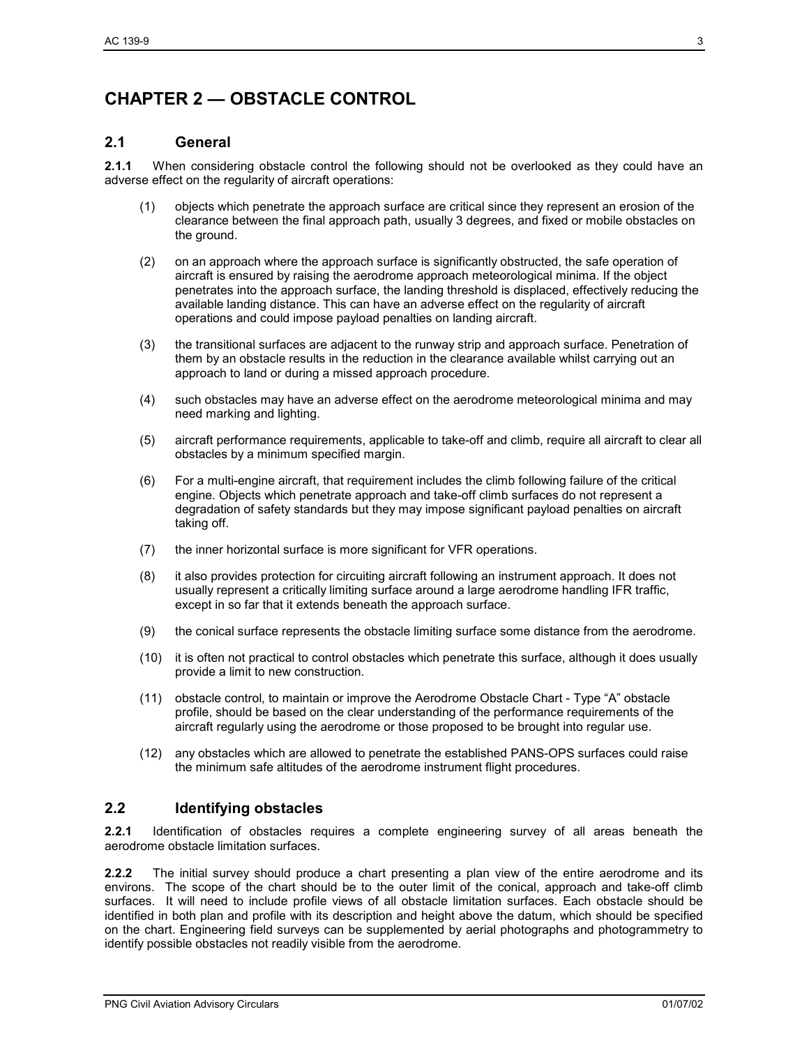# CHAPTER 2 — OBSTACLE CONTROL

## 2.1 General

**2.1.1** When considering obstacle control the following should not be overlooked as they could have an adverse effect on the regularity of aircraft operations:

(1) objects which penetrate the approach surface are critical since they represent an erosion of the clearance between the final approach path, usually 3 degrees, and fixed or mobile obstacles on the ground.

(2) on an approach where the approach surface is significantly obstructed, the safe operation of aircraft is ensured by raising the aerodrome approach meteorological minima. If the object penetrates into the approach surface, the landing threshold is displaced, effectively reducing the available landing distance. This can have an adverse effect on the regularity of aircraft operations and could impose payload penalties on landing aircraft.

(3) the transitional surfaces are adjacent to the runway strip and approach surface. Penetration of them by an obstacle results in the reduction in the clearance available whilst carrying out an approach to land or during a missed approach procedure.

(4) such obstacles may have an adverse effect on the aerodrome meteorological minima and may need marking and lighting.

(5) aircraft performance requirements, applicable to take-off and climb, require all aircraft to clear all obstacles by a minimum specified margin.

(6) For a multi-engine aircraft, that requirement includes the climb following failure of the critical engine. Objects which penetrate approach and take-off climb surfaces do not represent a degradation of safety standards but they may impose significant payload penalties on aircraft taking off.

(7) the inner horizontal surface is more significant for VFR operations.

(8) it also provides protection for circuiting aircraft following an instrument approach. It does not usually represent a critically limiting surface around a large aerodrome handling IFR traffic, except in so far that it extends beneath the approach surface.

(9) the conical surface represents the obstacle limiting surface some distance from the aerodrome.

(10) it is often not practical to control obstacles which penetrate this surface, although it does usually provide a limit to new construction.

(11) obstacle control, to maintain or improve the Aerodrome Obstacle Chart - Type "A" obstacle profile, should be based on the clear understanding of the performance requirements of the aircraft regularly using the aerodrome or those proposed to be brought into regular use.

(12) any obstacles which are allowed to penetrate the established PANS-OPS surfaces could raise the minimum safe altitudes of the aerodrome instrument flight procedures.

## 2.2 Identifying obstacles

**2.2.1** Identification of obstacles requires a complete engineering survey of all areas beneath the aerodrome obstacle limitation surfaces.

**2.2.2** The initial survey should produce a chart presenting a plan view of the entire aerodrome and its environs. The scope of the chart should be to the outer limit of the conical, approach and take-off climb surfaces. It will need to include profile views of all obstacle limitation surfaces. Each obstacle should be identified in both plan and profile with its description and height above the datum, which should be specified on the chart. Engineering field surveys can be supplemented by aerial photographs and photogrammetry to identify possible obstacles not readily visible from the aerodrome.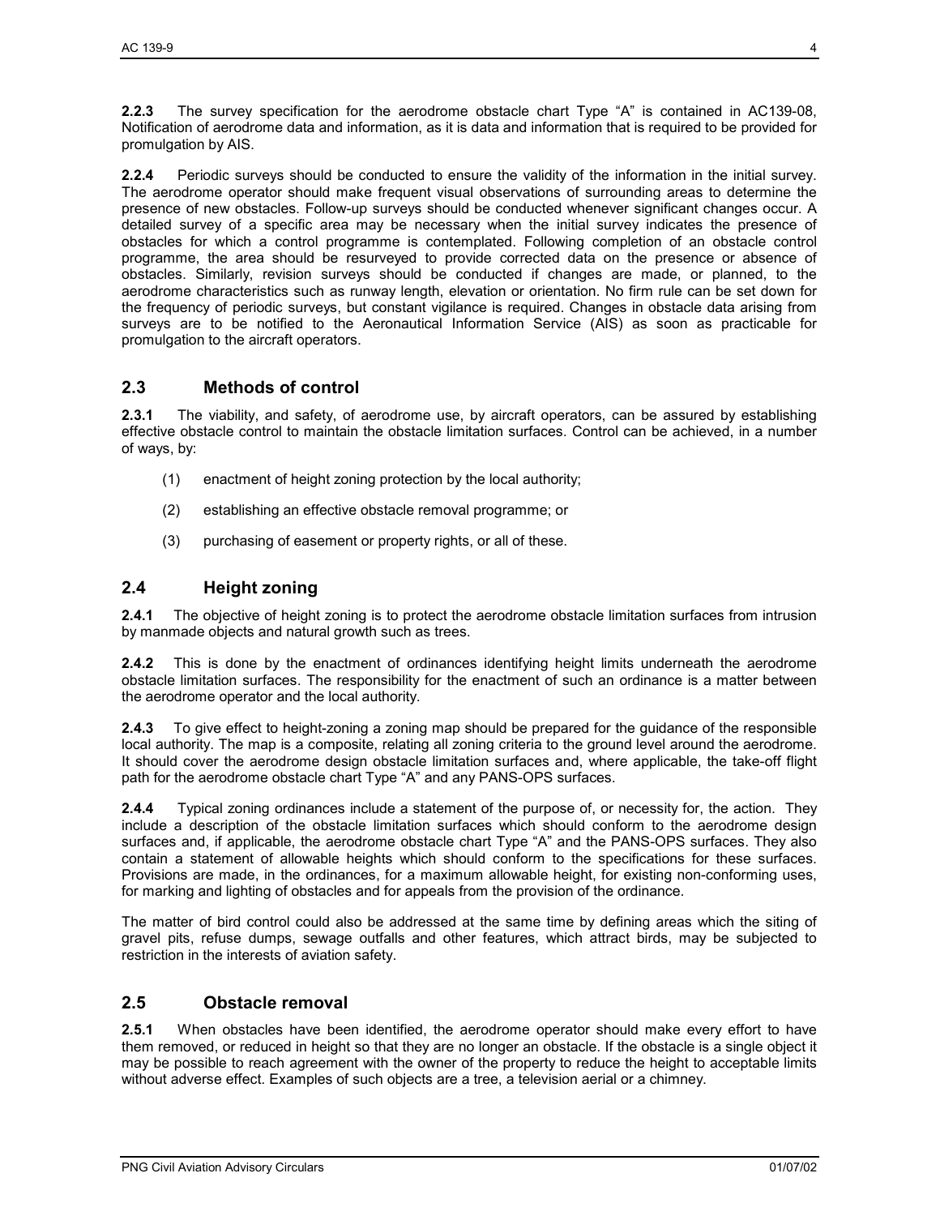**2.2.3** The survey specification for the aerodrome obstacle chart Type "A" is contained in AC139-08, Notification of aerodrome data and information, as it is data and information that is required to be provided for promulgation by AIS.

**2.2.4** Periodic surveys should be conducted to ensure the validity of the information in the initial survey. The aerodrome operator should make frequent visual observations of surrounding areas to determine the presence of new obstacles. Follow-up surveys should be conducted whenever significant changes occur. A detailed survey of a specific area may be necessary when the initial survey indicates the presence of obstacles for which a control programme is contemplated. Following completion of an obstacle control programme, the area should be resurveyed to provide corrected data on the presence or absence of obstacles. Similarly, revision surveys should be conducted if changes are made, or planned, to the aerodrome characteristics such as runway length, elevation or orientation. No firm rule can be set down for the frequency of periodic surveys, but constant vigilance is required. Changes in obstacle data arising from surveys are to be notified to the Aeronautical Information Service (AIS) as soon as practicable for promulgation to the aircraft operators.

## 2.3 Methods of control

**2.3.1** The viability, and safety, of aerodrome use, by aircraft operators, can be assured by establishing effective obstacle control to maintain the obstacle limitation surfaces. Control can be achieved, in a number of ways, by:

(1) enactment of height zoning protection by the local authority;

(2) establishing an effective obstacle removal programme; or

(3) purchasing of easement or property rights, or all of these.

## 2.4 Height zoning

**2.4.1** The objective of height zoning is to protect the aerodrome obstacle limitation surfaces from intrusion by manmade objects and natural growth such as trees.

**2.4.2** This is done by the enactment of ordinances identifying height limits underneath the aerodrome obstacle limitation surfaces. The responsibility for the enactment of such an ordinance is a matter between the aerodrome operator and the local authority.

**2.4.3** To give effect to height-zoning a zoning map should be prepared for the guidance of the responsible local authority. The map is a composite, relating all zoning criteria to the ground level around the aerodrome. It should cover the aerodrome design obstacle limitation surfaces and, where applicable, the take-off flight path for the aerodrome obstacle chart Type "A" and any PANS-OPS surfaces.

**2.4.4** Typical zoning ordinances include a statement of the purpose of, or necessity for, the action. They include a description of the obstacle limitation surfaces which should conform to the aerodrome design surfaces and, if applicable, the aerodrome obstacle chart Type "A" and the PANS-OPS surfaces. They also contain a statement of allowable heights which should conform to the specifications for these surfaces. Provisions are made, in the ordinances, for a maximum allowable height, for existing non-conforming uses, for marking and lighting of obstacles and for appeals from the provision of the ordinance.

The matter of bird control could also be addressed at the same time by defining areas which the siting of gravel pits, refuse dumps, sewage outfalls and other features, which attract birds, may be subjected to restriction in the interests of aviation safety.

## 2.5 Obstacle removal

**2.5.1** When obstacles have been identified, the aerodrome operator should make every effort to have them removed, or reduced in height so that they are no longer an obstacle. If the obstacle is a single object it may be possible to reach agreement with the owner of the property to reduce the height to acceptable limits without adverse effect. Examples of such objects are a tree, a television aerial or a chimney.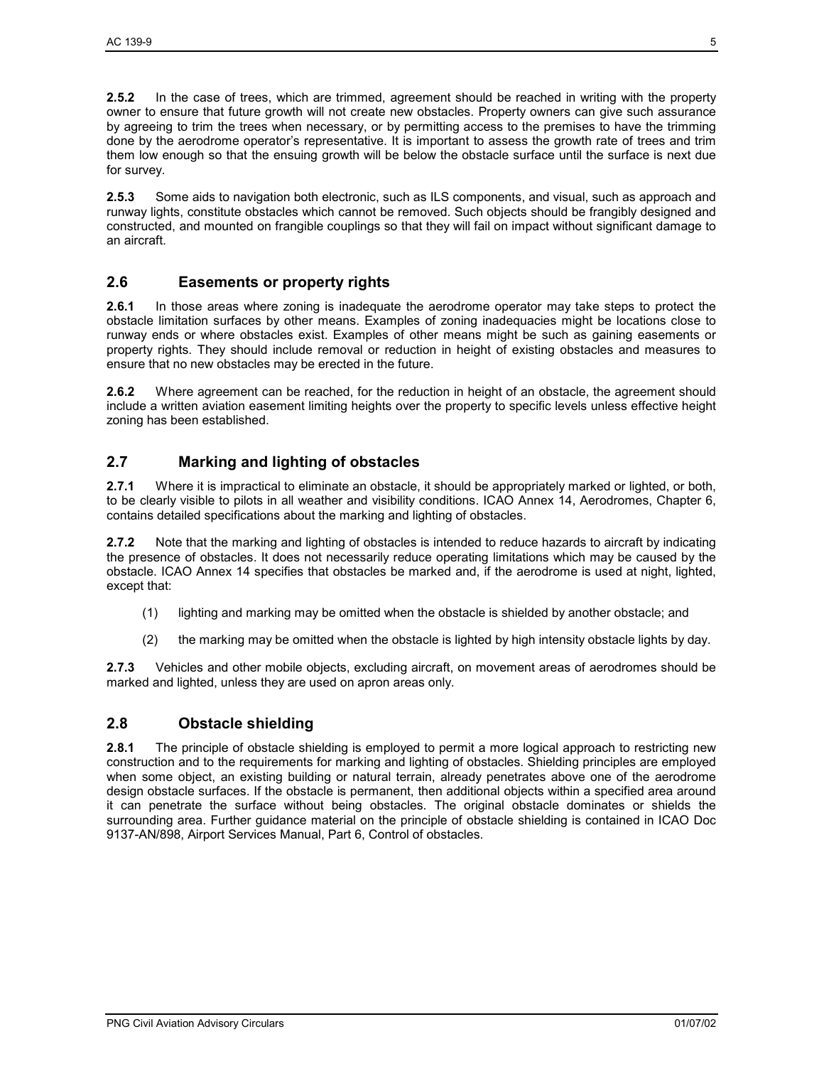**2.5.2** In the case of trees, which are trimmed, agreement should be reached in writing with the property owner to ensure that future growth will not create new obstacles. Property owners can give such assurance by agreeing to trim the trees when necessary, or by permitting access to the premises to have the trimming done by the aerodrome operator's representative. It is important to assess the growth rate of trees and trim them low enough so that the ensuing growth will be below the obstacle surface until the surface is next due for survey.

**2.5.3** Some aids to navigation both electronic, such as ILS components, and visual, such as approach and runway lights, constitute obstacles which cannot be removed. Such objects should be frangibly designed and constructed, and mounted on frangible couplings so that they will fail on impact without significant damage to an aircraft.

## 2.6 Easements or property rights

**2.6.1** In those areas where zoning is inadequate the aerodrome operator may take steps to protect the obstacle limitation surfaces by other means. Examples of zoning inadequacies might be locations close to runway ends or where obstacles exist. Examples of other means might be such as gaining easements or property rights. They should include removal or reduction in height of existing obstacles and measures to ensure that no new obstacles may be erected in the future.

**2.6.2** Where agreement can be reached, for the reduction in height of an obstacle, the agreement should include a written aviation easement limiting heights over the property to specific levels unless effective height zoning has been established.

## 2.7 Marking and lighting of obstacles

**2.7.1** Where it is impractical to eliminate an obstacle, it should be appropriately marked or lighted, or both, to be clearly visible to pilots in all weather and visibility conditions. ICAO Annex 14, Aerodromes, Chapter 6, contains detailed specifications about the marking and lighting of obstacles.

**2.7.2** Note that the marking and lighting of obstacles is intended to reduce hazards to aircraft by indicating the presence of obstacles. It does not necessarily reduce operating limitations which may be caused by the obstacle. ICAO Annex 14 specifies that obstacles be marked and, if the aerodrome is used at night, lighted, except that:

(1) lighting and marking may be omitted when the obstacle is shielded by another obstacle; and

(2) the marking may be omitted when the obstacle is lighted by high intensity obstacle lights by day.

**2.7.3** Vehicles and other mobile objects, excluding aircraft, on movement areas of aerodromes should be marked and lighted, unless they are used on apron areas only.

## 2.8 Obstacle shielding

**2.8.1** The principle of obstacle shielding is employed to permit a more logical approach to restricting new construction and to the requirements for marking and lighting of obstacles. Shielding principles are employed when some object, an existing building or natural terrain, already penetrates above one of the aerodrome design obstacle surfaces. If the obstacle is permanent, then additional objects within a specified area around it can penetrate the surface without being obstacles. The original obstacle dominates or shields the surrounding area. Further guidance material on the principle of obstacle shielding is contained in ICAO Doc 9137-AN/898, Airport Services Manual, Part 6, Control of obstacles.